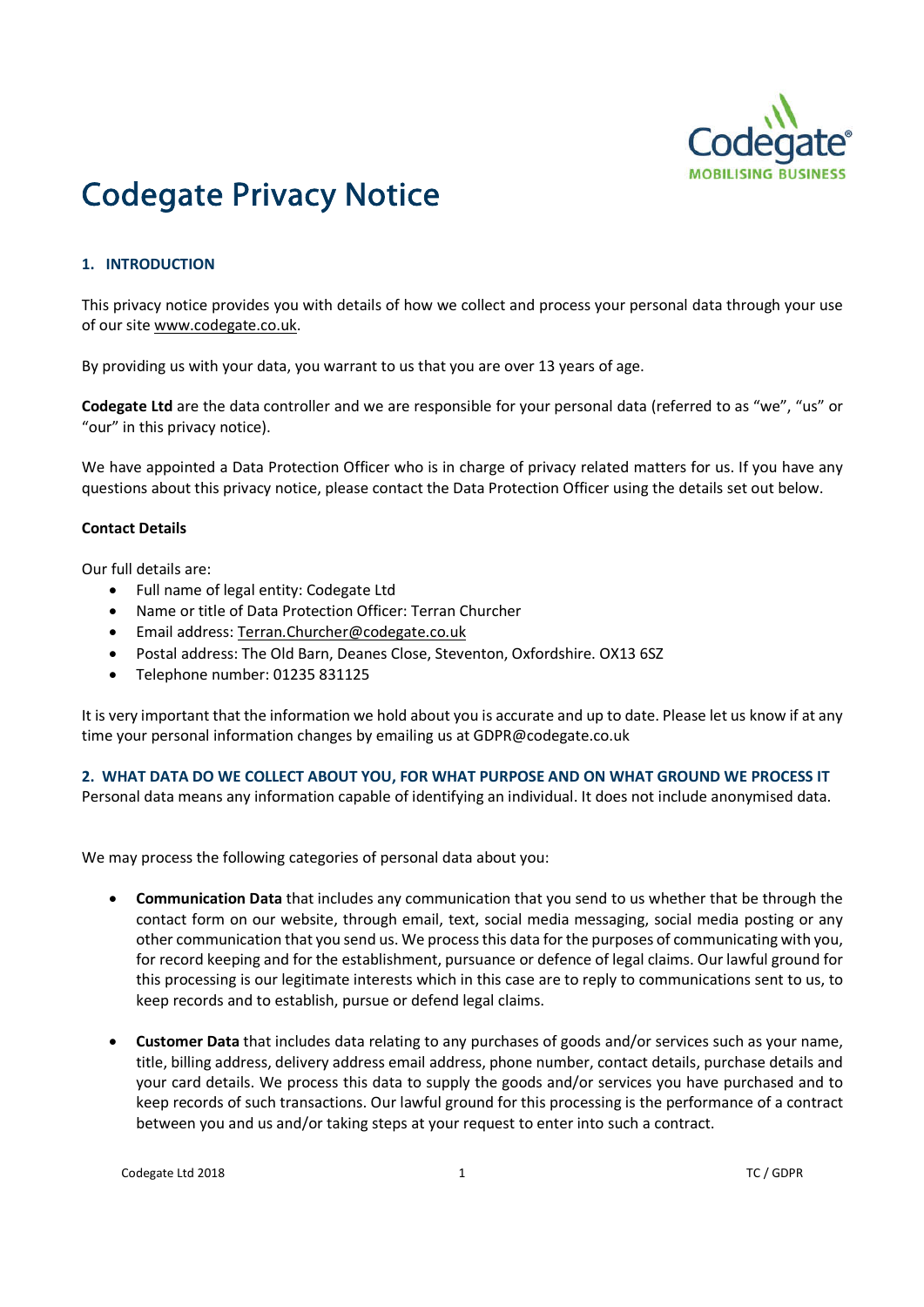# Codegate Privacy Notice

## 1. INTRODUCTION

This privacy notice provides you with details of how we collect and process your personal data through your use of our site www.codegate.co.uk.

By providing us with your data, you warrant to us that you are over 13 years of age.

**Codegate Ltd** are the data controller and we are responsible for your personal data (referred to as "we", "us" or "our" in this privacy notice).

We have appointed a Data Protection Officer who is in charge of privacy related matters for us. If you have any questions about this privacy notice, please contact the Data Protection Officer using the details set out below.

**Contact Details**

Our full details are:

- Full name of legal entity: Codegate Ltd
- Name or title of Data Protection Officer: Terran Churcher
- Email address: Terran.Churcher@codegate.co.uk
- Postal address: The Old Barn, Deanes Close, Steventon, Oxfordshire. OX13 6SZ
- Telephone number: 01235 831125

It is very important that the information we hold about you is accurate and up to date. Please let us know if at any time your personal information changes by emailing us at GDPR@codegate.co.uk

## 2. WHAT DATA DO WE COLLECT ABOUT YOU, FOR WHAT PURPOSE AND ON WHAT GROUND WE PROCESS IT

Personal data means any information capable of identifying an individual. It does not include anonymised data.

We may process the following categories of personal data about you:

- **Communication Data** that includes any communication that you send to us whether that be through the contact form on our website, through email, text, social media messaging, social media posting or any other communication that you send us. We process this data for the purposes of communicating with you, for record keeping and for the establishment, pursuance or defence of legal claims. Our lawful ground for this processing is our legitimate interests which in this case are to reply to communications sent to us, to keep records and to establish, pursue or defend legal claims.

- **Customer Data** that includes data relating to any purchases of goods and/or services such as your name, title, billing address, delivery address email address, phone number, contact details, purchase details and your card details. We process this data to supply the goods and/or services you have purchased and to keep records of such transactions. Our lawful ground for this processing is the performance of a contract between you and us and/or taking steps at your request to enter into such a contract.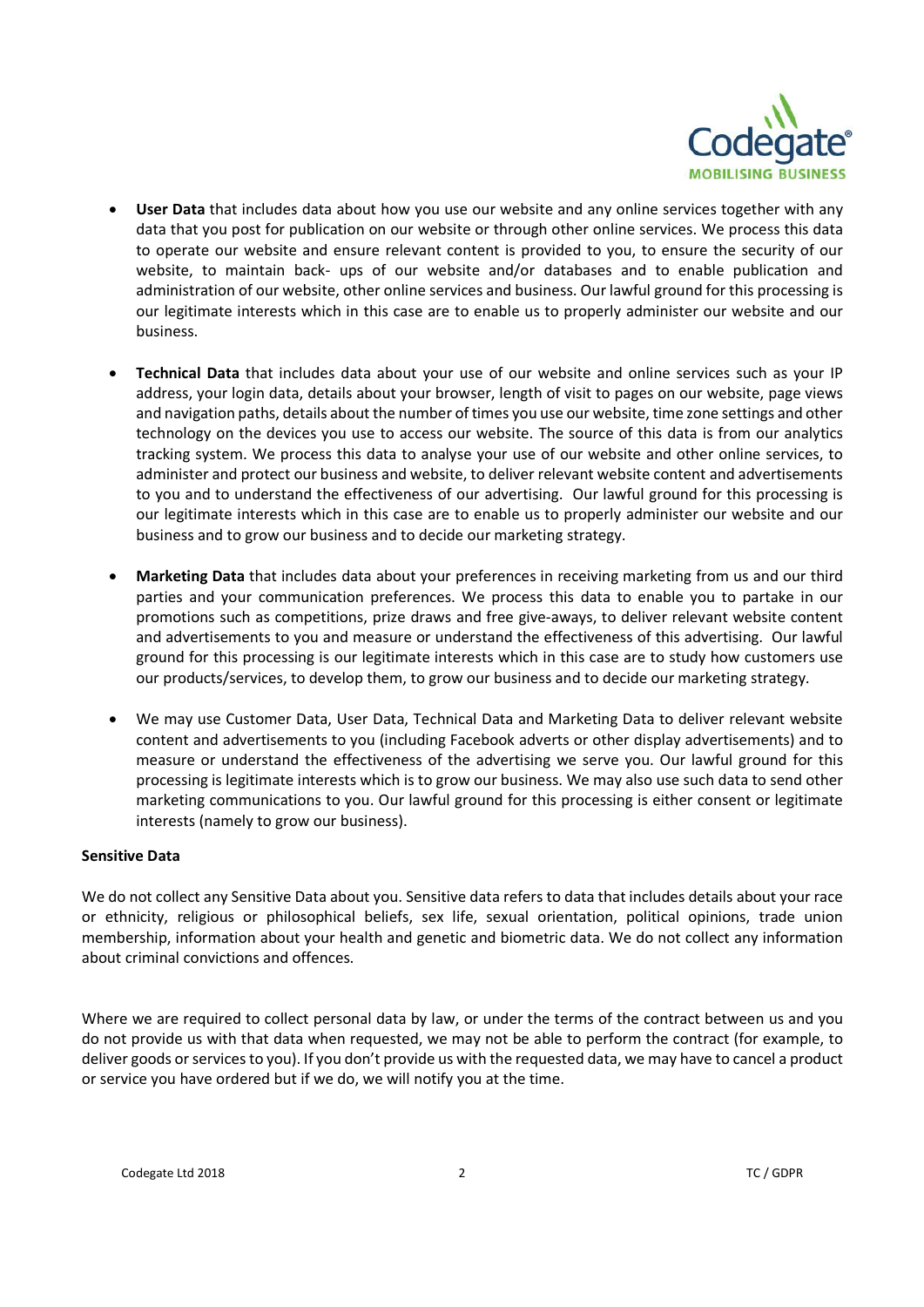- **User Data** that includes data about how you use our website and any online services together with any data that you post for publication on our website or through other online services. We process this data to operate our website and ensure relevant content is provided to you, to ensure the security of our website, to maintain back- ups of our website and/or databases and to enable publication and administration of our website, other online services and business. Our lawful ground for this processing is our legitimate interests which in this case are to enable us to properly administer our website and our business.

- **Technical Data** that includes data about your use of our website and online services such as your IP address, your login data, details about your browser, length of visit to pages on our website, page views and navigation paths, details about the number of times you use our website, time zone settings and other technology on the devices you use to access our website. The source of this data is from our analytics tracking system. We process this data to analyse your use of our website and other online services, to administer and protect our business and website, to deliver relevant website content and advertisements to you and to understand the effectiveness of our advertising. Our lawful ground for this processing is our legitimate interests which in this case are to enable us to properly administer our website and our business and to grow our business and to decide our marketing strategy.

- **Marketing Data** that includes data about your preferences in receiving marketing from us and our third parties and your communication preferences. We process this data to enable you to partake in our promotions such as competitions, prize draws and free give-aways, to deliver relevant website content and advertisements to you and measure or understand the effectiveness of this advertising. Our lawful ground for this processing is our legitimate interests which in this case are to study how customers use our products/services, to develop them, to grow our business and to decide our marketing strategy.

- We may use Customer Data, User Data, Technical Data and Marketing Data to deliver relevant website content and advertisements to you (including Facebook adverts or other display advertisements) and to measure or understand the effectiveness of the advertising we serve you. Our lawful ground for this processing is legitimate interests which is to grow our business. We may also use such data to send other marketing communications to you. Our lawful ground for this processing is either consent or legitimate interests (namely to grow our business).

**Sensitive Data**

We do not collect any Sensitive Data about you. Sensitive data refers to data that includes details about your race or ethnicity, religious or philosophical beliefs, sex life, sexual orientation, political opinions, trade union membership, information about your health and genetic and biometric data. We do not collect any information about criminal convictions and offences.

Where we are required to collect personal data by law, or under the terms of the contract between us and you do not provide us with that data when requested, we may not be able to perform the contract (for example, to deliver goods or services to you). If you don't provide us with the requested data, we may have to cancel a product or service you have ordered but if we do, we will notify you at the time.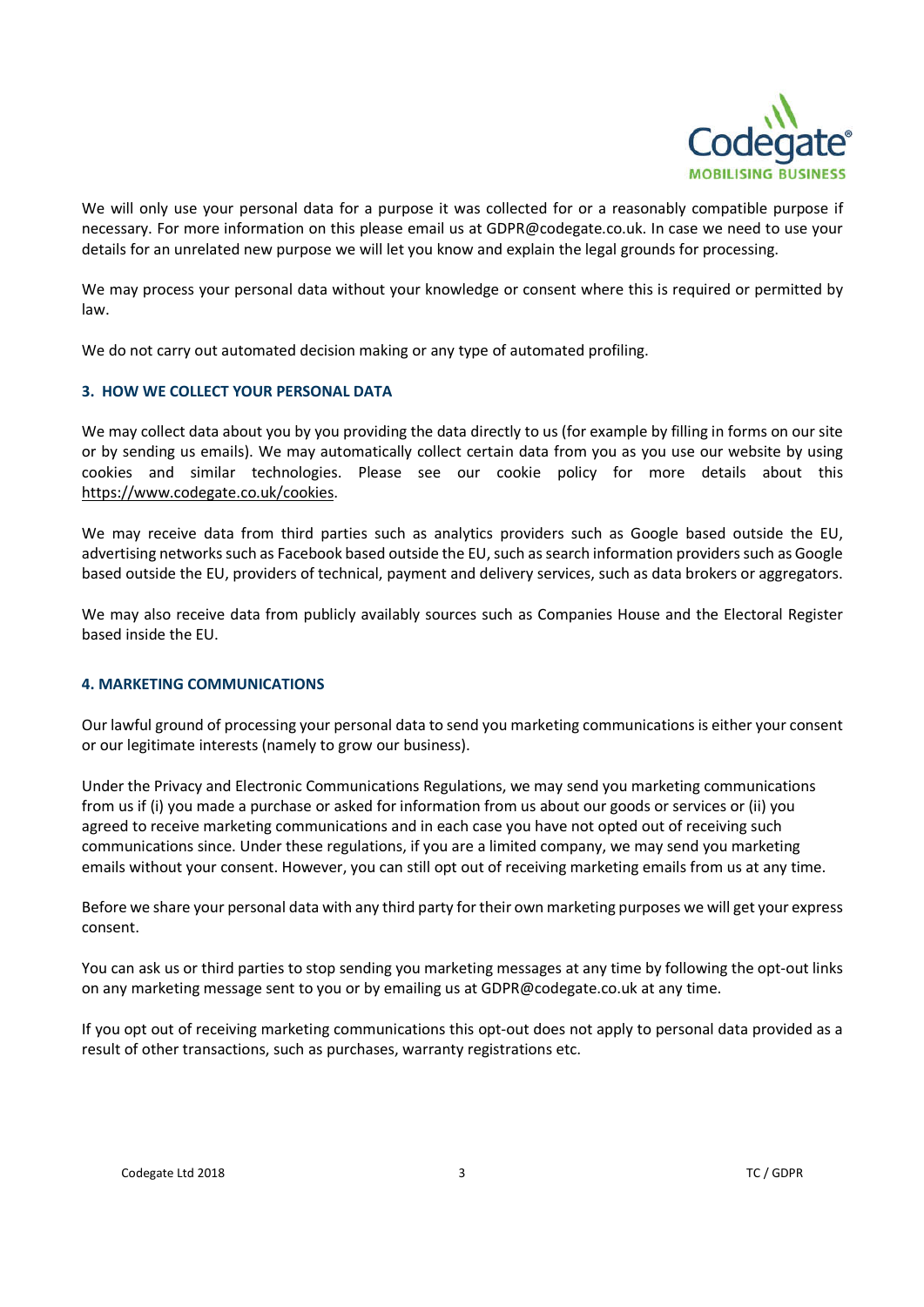We will only use your personal data for a purpose it was collected for or a reasonably compatible purpose if necessary. For more information on this please email us at GDPR@codegate.co.uk. In case we need to use your details for an unrelated new purpose we will let you know and explain the legal grounds for processing.

We may process your personal data without your knowledge or consent where this is required or permitted by law.

We do not carry out automated decision making or any type of automated profiling.

## 3. HOW WE COLLECT YOUR PERSONAL DATA

We may collect data about you by you providing the data directly to us (for example by filling in forms on our site or by sending us emails). We may automatically collect certain data from you as you use our website by using cookies and similar technologies. Please see our cookie policy for more details about this https://www.codegate.co.uk/cookies.

We may receive data from third parties such as analytics providers such as Google based outside the EU, advertising networks such as Facebook based outside the EU, such as search information providers such as Google based outside the EU, providers of technical, payment and delivery services, such as data brokers or aggregators.

We may also receive data from publicly availably sources such as Companies House and the Electoral Register based inside the EU.

## 4. MARKETING COMMUNICATIONS

Our lawful ground of processing your personal data to send you marketing communications is either your consent or our legitimate interests (namely to grow our business).

Under the Privacy and Electronic Communications Regulations, we may send you marketing communications from us if (i) you made a purchase or asked for information from us about our goods or services or (ii) you agreed to receive marketing communications and in each case you have not opted out of receiving such communications since. Under these regulations, if you are a limited company, we may send you marketing emails without your consent. However, you can still opt out of receiving marketing emails from us at any time.

Before we share your personal data with any third party for their own marketing purposes we will get your express consent.

You can ask us or third parties to stop sending you marketing messages at any time by following the opt-out links on any marketing message sent to you or by emailing us at GDPR@codegate.co.uk at any time.

If you opt out of receiving marketing communications this opt-out does not apply to personal data provided as a result of other transactions, such as purchases, warranty registrations etc.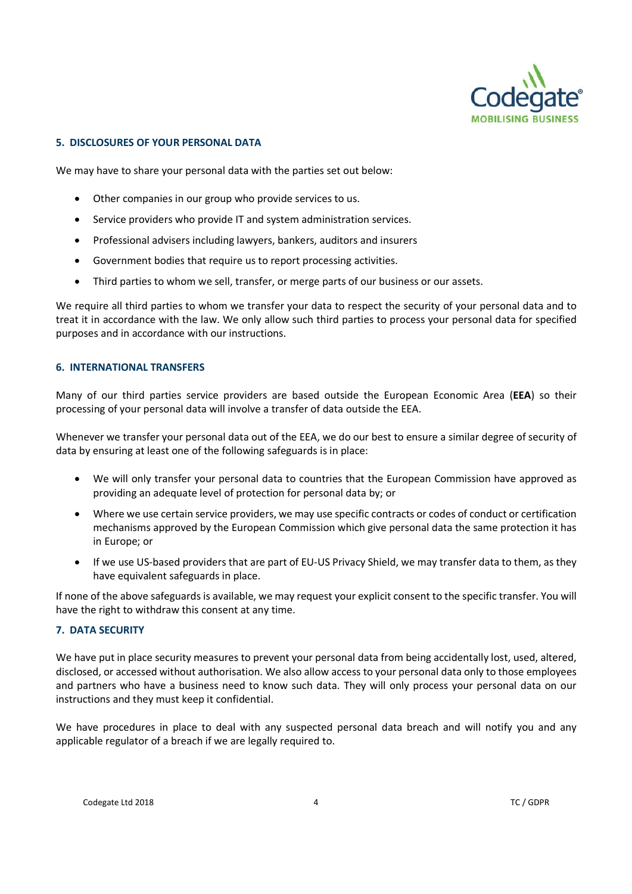## 5. DISCLOSURES OF YOUR PERSONAL DATA

We may have to share your personal data with the parties set out below:

- Other companies in our group who provide services to us.
- Service providers who provide IT and system administration services.
- Professional advisers including lawyers, bankers, auditors and insurers
- Government bodies that require us to report processing activities.
- Third parties to whom we sell, transfer, or merge parts of our business or our assets.

We require all third parties to whom we transfer your data to respect the security of your personal data and to treat it in accordance with the law. We only allow such third parties to process your personal data for specified purposes and in accordance with our instructions.

## 6. INTERNATIONAL TRANSFERS

Many of our third parties service providers are based outside the European Economic Area (**EEA**) so their processing of your personal data will involve a transfer of data outside the EEA.

Whenever we transfer your personal data out of the EEA, we do our best to ensure a similar degree of security of data by ensuring at least one of the following safeguards is in place:

- We will only transfer your personal data to countries that the European Commission have approved as providing an adequate level of protection for personal data by; or
- Where we use certain service providers, we may use specific contracts or codes of conduct or certification mechanisms approved by the European Commission which give personal data the same protection it has in Europe; or
- If we use US-based providers that are part of EU-US Privacy Shield, we may transfer data to them, as they have equivalent safeguards in place.

If none of the above safeguards is available, we may request your explicit consent to the specific transfer. You will have the right to withdraw this consent at any time.

## 7. DATA SECURITY

We have put in place security measures to prevent your personal data from being accidentally lost, used, altered, disclosed, or accessed without authorisation. We also allow access to your personal data only to those employees and partners who have a business need to know such data. They will only process your personal data on our instructions and they must keep it confidential.

We have procedures in place to deal with any suspected personal data breach and will notify you and any applicable regulator of a breach if we are legally required to.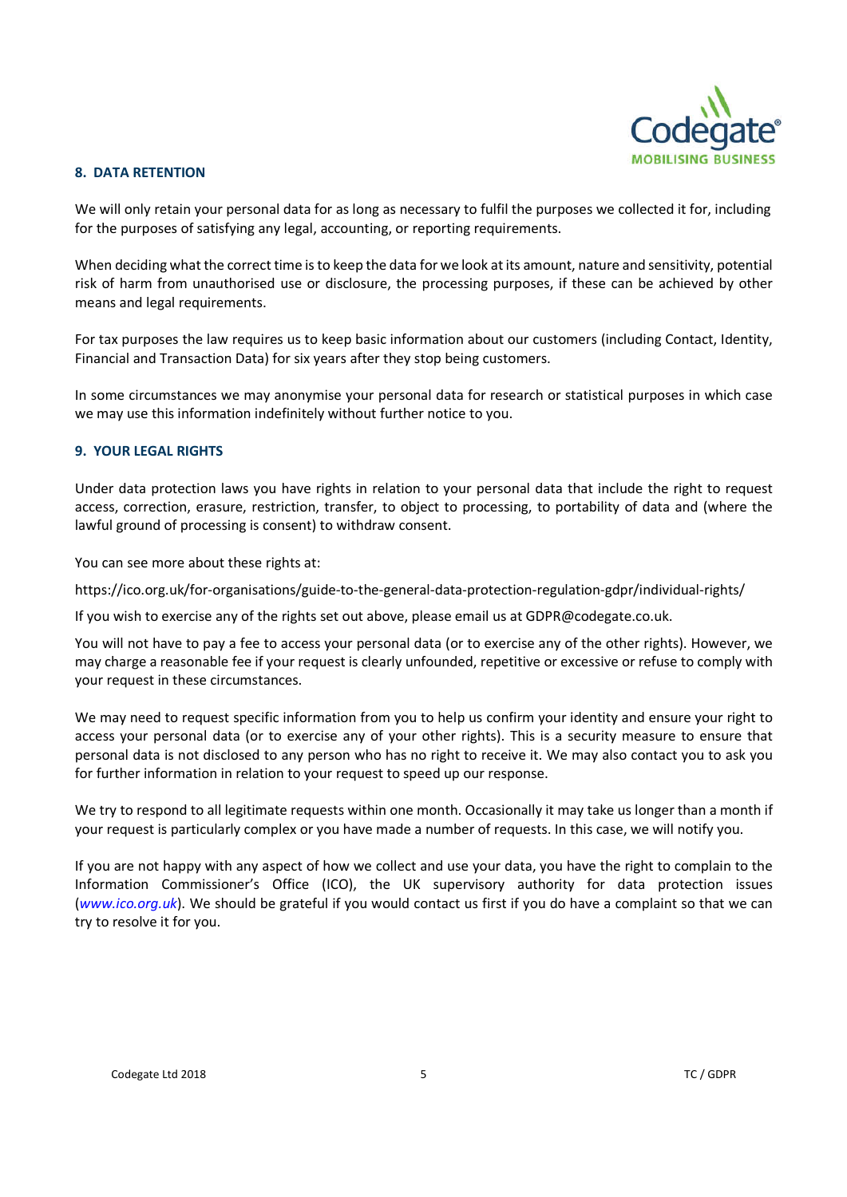## 8. DATA RETENTION

We will only retain your personal data for as long as necessary to fulfil the purposes we collected it for, including for the purposes of satisfying any legal, accounting, or reporting requirements.

When deciding what the correct time is to keep the data for we look at its amount, nature and sensitivity, potential risk of harm from unauthorised use or disclosure, the processing purposes, if these can be achieved by other means and legal requirements.

For tax purposes the law requires us to keep basic information about our customers (including Contact, Identity, Financial and Transaction Data) for six years after they stop being customers.

In some circumstances we may anonymise your personal data for research or statistical purposes in which case we may use this information indefinitely without further notice to you.

## 9. YOUR LEGAL RIGHTS

Under data protection laws you have rights in relation to your personal data that include the right to request access, correction, erasure, restriction, transfer, to object to processing, to portability of data and (where the lawful ground of processing is consent) to withdraw consent.

You can see more about these rights at:

https://ico.org.uk/for-organisations/guide-to-the-general-data-protection-regulation-gdpr/individual-rights/

If you wish to exercise any of the rights set out above, please email us at GDPR@codegate.co.uk.

You will not have to pay a fee to access your personal data (or to exercise any of the other rights). However, we may charge a reasonable fee if your request is clearly unfounded, repetitive or excessive or refuse to comply with your request in these circumstances.

We may need to request specific information from you to help us confirm your identity and ensure your right to access your personal data (or to exercise any of your other rights). This is a security measure to ensure that personal data is not disclosed to any person who has no right to receive it. We may also contact you to ask you for further information in relation to your request to speed up our response.

We try to respond to all legitimate requests within one month. Occasionally it may take us longer than a month if your request is particularly complex or you have made a number of requests. In this case, we will notify you.

If you are not happy with any aspect of how we collect and use your data, you have the right to complain to the Information Commissioner's Office (ICO), the UK supervisory authority for data protection issues (*www.ico.org.uk*). We should be grateful if you would contact us first if you do have a complaint so that we can try to resolve it for you.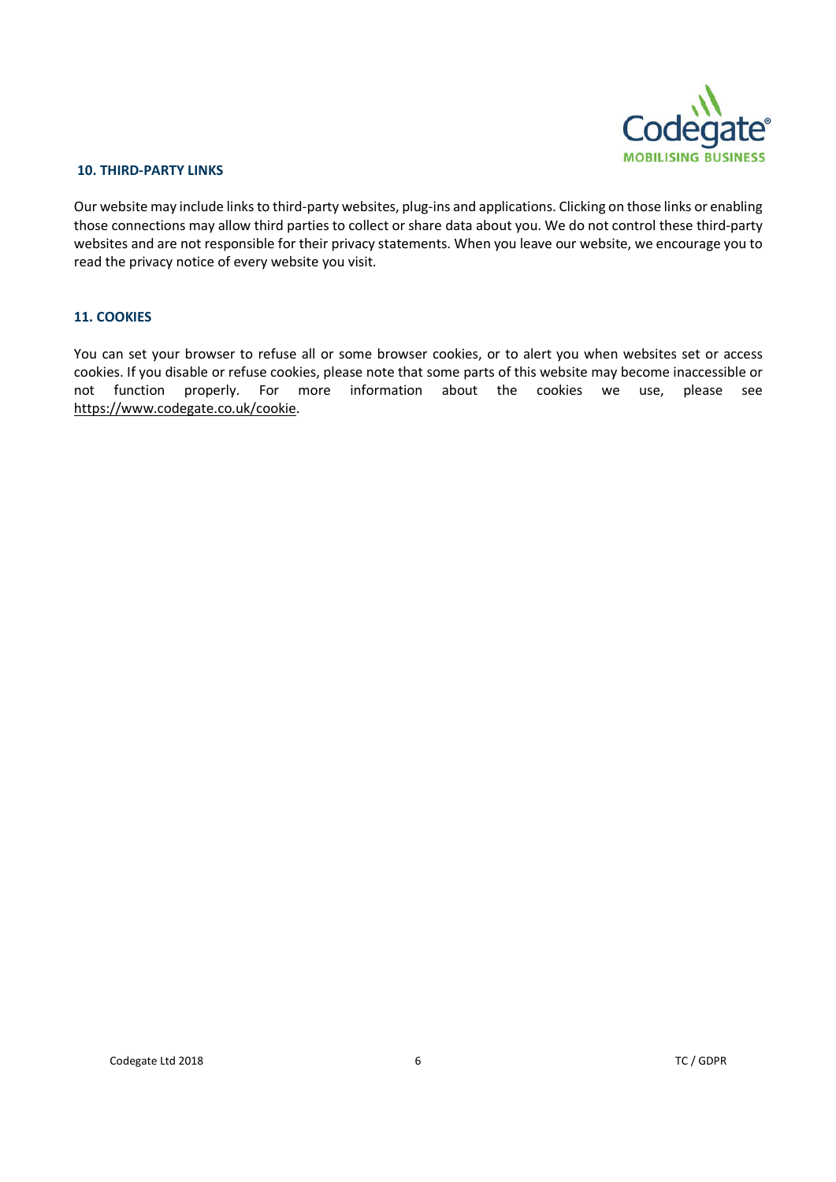## 10. THIRD-PARTY LINKS

Our website may include links to third-party websites, plug-ins and applications. Clicking on those links or enabling those connections may allow third parties to collect or share data about you. We do not control these third-party websites and are not responsible for their privacy statements. When you leave our website, we encourage you to read the privacy notice of every website you visit.

## 11. COOKIES

You can set your browser to refuse all or some browser cookies, or to alert you when websites set or access cookies. If you disable or refuse cookies, please note that some parts of this website may become inaccessible or not function properly. For more information about the cookies we use, please see https://www.codegate.co.uk/cookie.